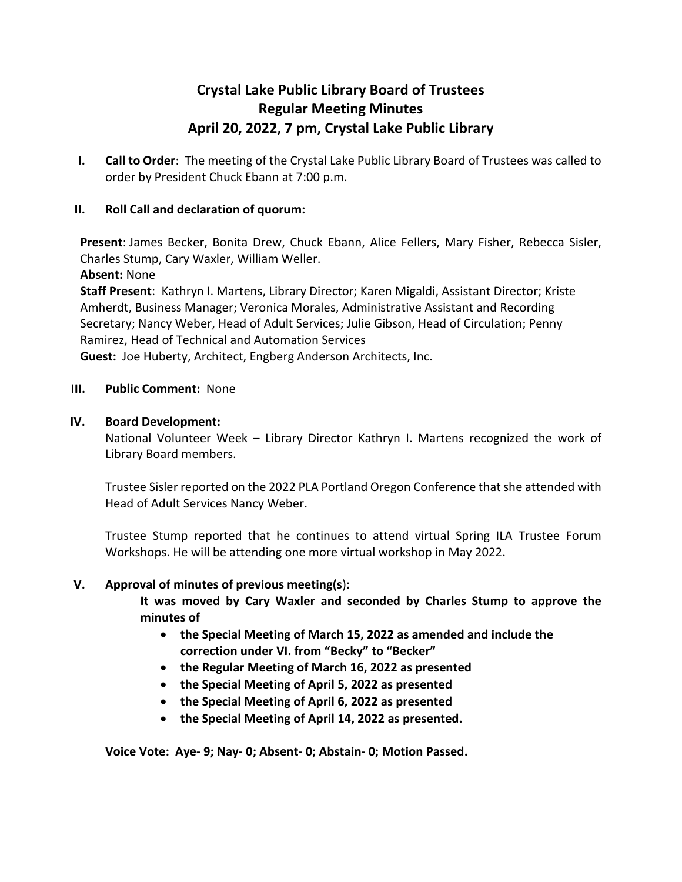# Crystal Lake Public Library Board of Trustees
## Regular Meeting Minutes
## April 20, 2022, 7 pm, Crystal Lake Public Library

**I. Call to Order**: The meeting of the Crystal Lake Public Library Board of Trustees was called to order by President Chuck Ebann at 7:00 p.m.

**II. Roll Call and declaration of quorum:**

**Present**: James Becker, Bonita Drew, Chuck Ebann, Alice Fellers, Mary Fisher, Rebecca Sisler, Charles Stump, Cary Waxler, William Weller.
**Absent:** None
**Staff Present**: Kathryn I. Martens, Library Director; Karen Migaldi, Assistant Director; Kriste Amherdt, Business Manager; Veronica Morales, Administrative Assistant and Recording Secretary; Nancy Weber, Head of Adult Services; Julie Gibson, Head of Circulation; Penny Ramirez, Head of Technical and Automation Services
**Guest:** Joe Huberty, Architect, Engberg Anderson Architects, Inc.

**III. Public Comment:** None

**IV. Board Development:**

National Volunteer Week – Library Director Kathryn I. Martens recognized the work of Library Board members.

Trustee Sisler reported on the 2022 PLA Portland Oregon Conference that she attended with Head of Adult Services Nancy Weber.

Trustee Stump reported that he continues to attend virtual Spring ILA Trustee Forum Workshops. He will be attending one more virtual workshop in May 2022.

**V. Approval of minutes of previous meeting(s):**

**It was moved by Cary Waxler and seconded by Charles Stump to approve the minutes of**

- **the Special Meeting of March 15, 2022 as amended and include the correction under VI. from "Becky" to "Becker"**
- **the Regular Meeting of March 16, 2022 as presented**
- **the Special Meeting of April 5, 2022 as presented**
- **the Special Meeting of April 6, 2022 as presented**
- **the Special Meeting of April 14, 2022 as presented.**

**Voice Vote: Aye- 9; Nay- 0; Absent- 0; Abstain- 0; Motion Passed.**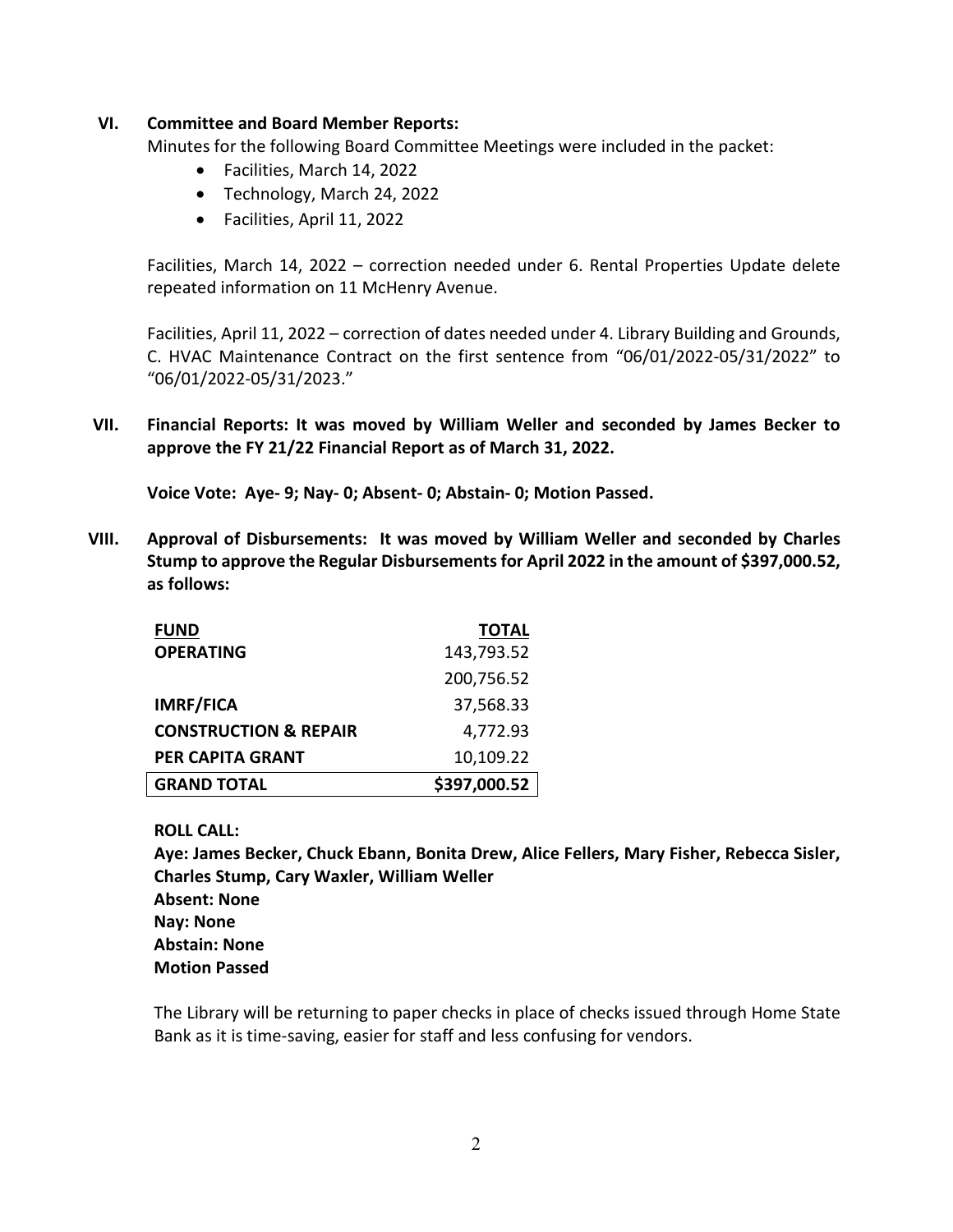## VI. Committee and Board Member Reports:

Minutes for the following Board Committee Meetings were included in the packet:

- Facilities, March 14, 2022
- Technology, March 24, 2022
- Facilities, April 11, 2022

Facilities, March 14, 2022 – correction needed under 6. Rental Properties Update delete repeated information on 11 McHenry Avenue.

Facilities, April 11, 2022 – correction of dates needed under 4. Library Building and Grounds, C. HVAC Maintenance Contract on the first sentence from "06/01/2022-05/31/2022" to "06/01/2022-05/31/2023."

## VII. Financial Reports: It was moved by William Weller and seconded by James Becker to approve the FY 21/22 Financial Report as of March 31, 2022.

**Voice Vote: Aye- 9; Nay- 0; Absent- 0; Abstain- 0; Motion Passed.**

## VIII. Approval of Disbursements: It was moved by William Weller and seconded by Charles Stump to approve the Regular Disbursements for April 2022 in the amount of $397,000.52, as follows:

| FUND | TOTAL |
|---|---:|
| **OPERATING** | 143,793.52 |
| | 200,756.52 |
| **IMRF/FICA** | 37,568.33 |
| **CONSTRUCTION & REPAIR** | 4,772.93 |
| **PER CAPITA GRANT** | 10,109.22 |
| **GRAND TOTAL** | **$397,000.52** |

**ROLL CALL:**
**Aye: James Becker, Chuck Ebann, Bonita Drew, Alice Fellers, Mary Fisher, Rebecca Sisler, Charles Stump, Cary Waxler, William Weller**
**Absent: None**
**Nay: None**
**Abstain: None**
**Motion Passed**

The Library will be returning to paper checks in place of checks issued through Home State Bank as it is time-saving, easier for staff and less confusing for vendors.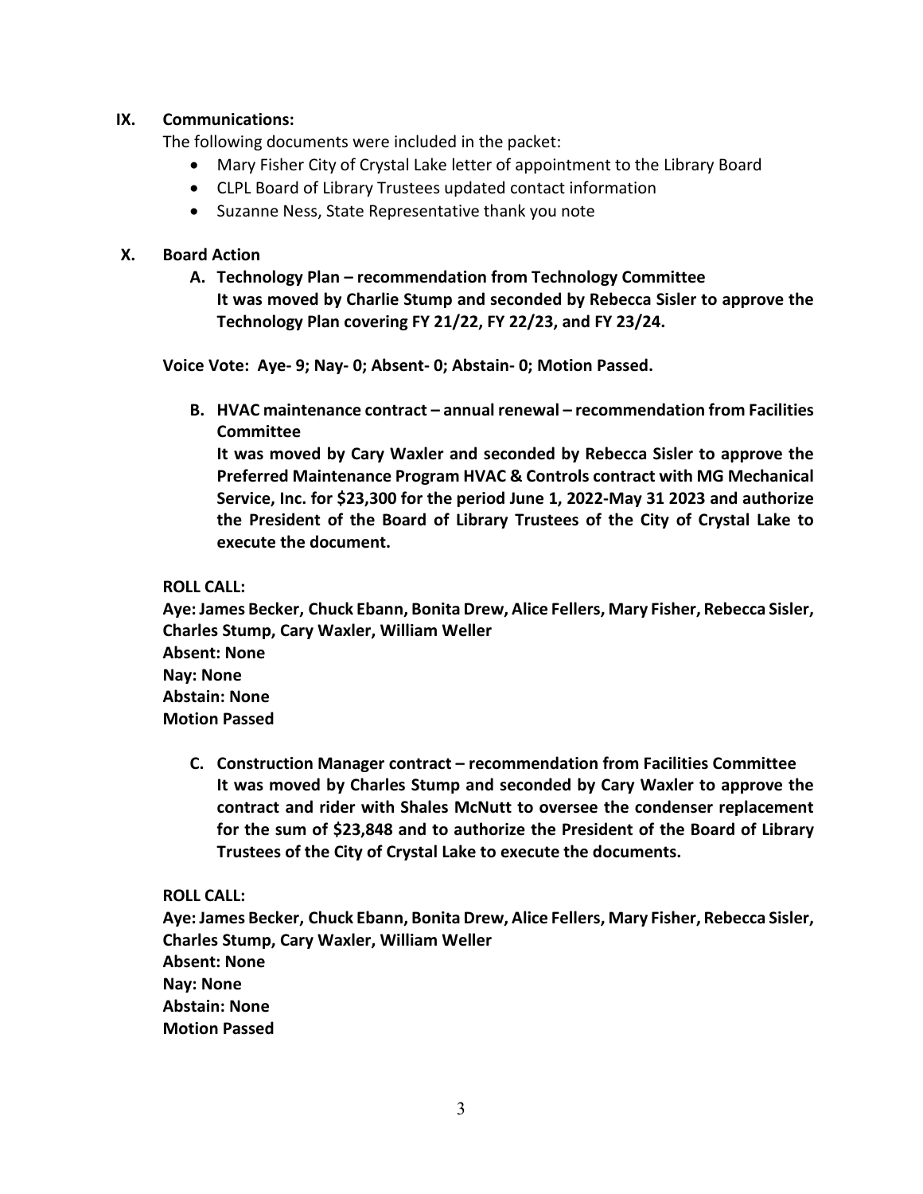## IX. Communications:

The following documents were included in the packet:

- Mary Fisher City of Crystal Lake letter of appointment to the Library Board
- CLPL Board of Library Trustees updated contact information
- Suzanne Ness, State Representative thank you note

## X. Board Action

**A. Technology Plan – recommendation from Technology Committee**
**It was moved by Charlie Stump and seconded by Rebecca Sisler to approve the Technology Plan covering FY 21/22, FY 22/23, and FY 23/24.**

**Voice Vote: Aye- 9; Nay- 0; Absent- 0; Abstain- 0; Motion Passed.**

**B. HVAC maintenance contract – annual renewal – recommendation from Facilities Committee**
**It was moved by Cary Waxler and seconded by Rebecca Sisler to approve the Preferred Maintenance Program HVAC & Controls contract with MG Mechanical Service, Inc. for $23,300 for the period June 1, 2022-May 31 2023 and authorize the President of the Board of Library Trustees of the City of Crystal Lake to execute the document.**

**ROLL CALL:**
**Aye: James Becker, Chuck Ebann, Bonita Drew, Alice Fellers, Mary Fisher, Rebecca Sisler, Charles Stump, Cary Waxler, William Weller**
**Absent: None**
**Nay: None**
**Abstain: None**
**Motion Passed**

**C. Construction Manager contract – recommendation from Facilities Committee**
**It was moved by Charles Stump and seconded by Cary Waxler to approve the contract and rider with Shales McNutt to oversee the condenser replacement for the sum of $23,848 and to authorize the President of the Board of Library Trustees of the City of Crystal Lake to execute the documents.**

**ROLL CALL:**
**Aye: James Becker, Chuck Ebann, Bonita Drew, Alice Fellers, Mary Fisher, Rebecca Sisler, Charles Stump, Cary Waxler, William Weller**
**Absent: None**
**Nay: None**
**Abstain: None**
**Motion Passed**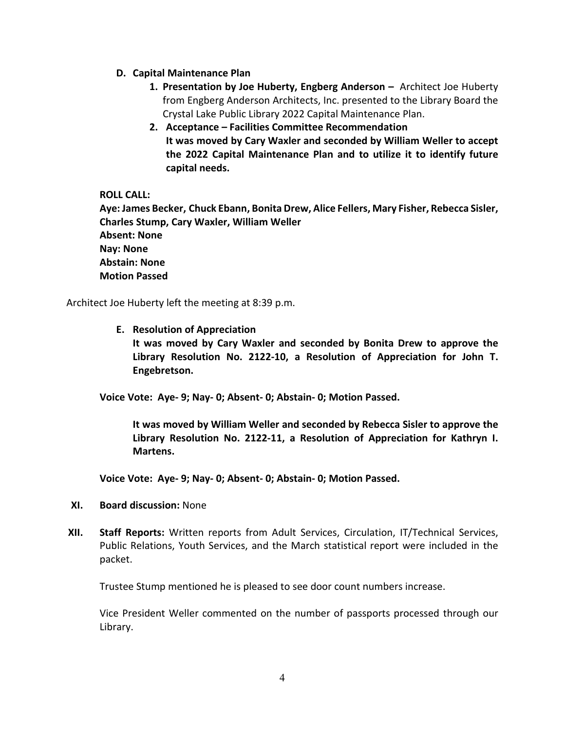**D. Capital Maintenance Plan**

1. **Presentation by Joe Huberty, Engberg Anderson –** Architect Joe Huberty from Engberg Anderson Architects, Inc. presented to the Library Board the Crystal Lake Public Library 2022 Capital Maintenance Plan.
2. **Acceptance – Facilities Committee Recommendation**
   **It was moved by Cary Waxler and seconded by William Weller to accept the 2022 Capital Maintenance Plan and to utilize it to identify future capital needs.**

**ROLL CALL:**
**Aye: James Becker, Chuck Ebann, Bonita Drew, Alice Fellers, Mary Fisher, Rebecca Sisler, Charles Stump, Cary Waxler, William Weller**
**Absent: None**
**Nay: None**
**Abstain: None**
**Motion Passed**

Architect Joe Huberty left the meeting at 8:39 p.m.

**E. Resolution of Appreciation**
**It was moved by Cary Waxler and seconded by Bonita Drew to approve the Library Resolution No. 2122-10, a Resolution of Appreciation for John T. Engebretson.**

**Voice Vote: Aye- 9; Nay- 0; Absent- 0; Abstain- 0; Motion Passed.**

**It was moved by William Weller and seconded by Rebecca Sisler to approve the Library Resolution No. 2122-11, a Resolution of Appreciation for Kathryn I. Martens.**

**Voice Vote: Aye- 9; Nay- 0; Absent- 0; Abstain- 0; Motion Passed.**

**XI. Board discussion:** None

**XII. Staff Reports:** Written reports from Adult Services, Circulation, IT/Technical Services, Public Relations, Youth Services, and the March statistical report were included in the packet.

Trustee Stump mentioned he is pleased to see door count numbers increase.

Vice President Weller commented on the number of passports processed through our Library.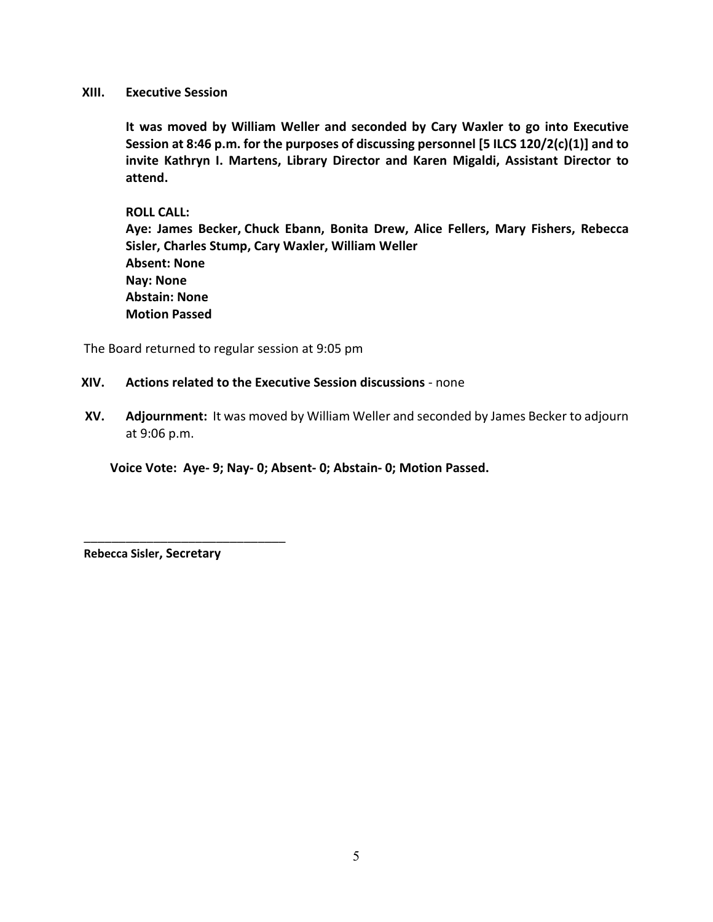**XIII. Executive Session**

**It was moved by William Weller and seconded by Cary Waxler to go into Executive Session at 8:46 p.m. for the purposes of discussing personnel [5 ILCS 120/2(c)(1)] and to invite Kathryn I. Martens, Library Director and Karen Migaldi, Assistant Director to attend.**

**ROLL CALL:**
**Aye: James Becker, Chuck Ebann, Bonita Drew, Alice Fellers, Mary Fishers, Rebecca Sisler, Charles Stump, Cary Waxler, William Weller**
**Absent: None**
**Nay: None**
**Abstain: None**
**Motion Passed**

The Board returned to regular session at 9:05 pm

**XIV. Actions related to the Executive Session discussions** - none

**XV. Adjournment:** It was moved by William Weller and seconded by James Becker to adjourn at 9:06 p.m.

**Voice Vote: Aye- 9; Nay- 0; Absent- 0; Abstain- 0; Motion Passed.**

\_\_\_\_\_\_\_\_\_\_\_\_\_\_\_\_\_\_\_\_\_\_\_\_\_\_\_\_\_\_

**Rebecca Sisler, Secretary**